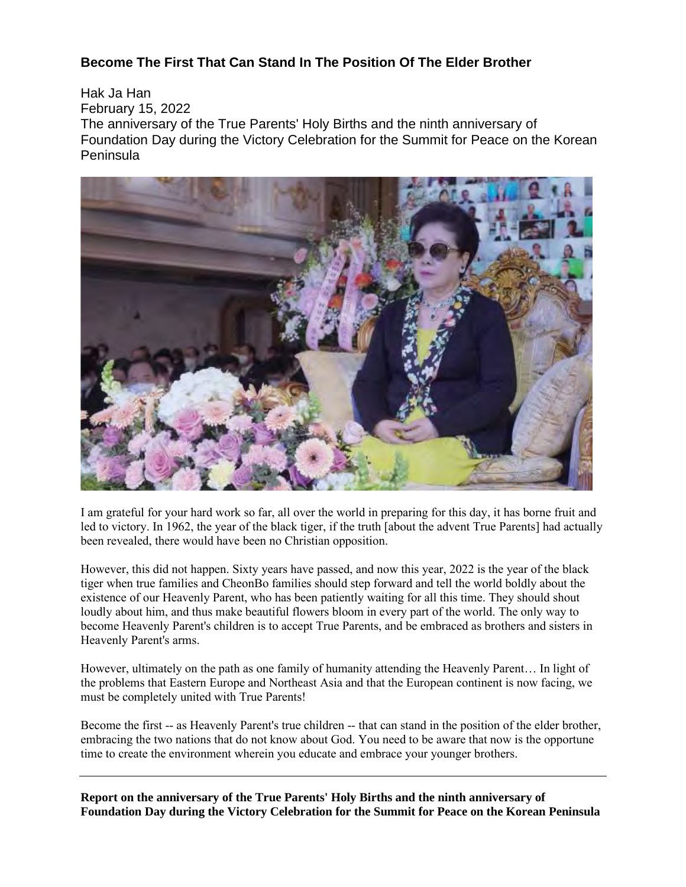# Become The First That Can Stand In The Position Of The Elder Brother

Hak Ja Han
February 15, 2022
The anniversary of the True Parents' Holy Births and the ninth anniversary of Foundation Day during the Victory Celebration for the Summit for Peace on the Korean Peninsula

I am grateful for your hard work so far, all over the world in preparing for this day, it has borne fruit and led to victory. In 1962, the year of the black tiger, if the truth [about the advent True Parents] had actually been revealed, there would have been no Christian opposition.

However, this did not happen. Sixty years have passed, and now this year, 2022 is the year of the black tiger when true families and CheonBo families should step forward and tell the world boldly about the existence of our Heavenly Parent, who has been patiently waiting for all this time. They should shout loudly about him, and thus make beautiful flowers bloom in every part of the world. The only way to become Heavenly Parent's children is to accept True Parents, and be embraced as brothers and sisters in Heavenly Parent's arms.

However, ultimately on the path as one family of humanity attending the Heavenly Parent… In light of the problems that Eastern Europe and Northeast Asia and that the European continent is now facing, we must be completely united with True Parents!

Become the first -- as Heavenly Parent's true children -- that can stand in the position of the elder brother, embracing the two nations that do not know about God. You need to be aware that now is the opportune time to create the environment wherein you educate and embrace your younger brothers.

---

**Report on the anniversary of the True Parents' Holy Births and the ninth anniversary of Foundation Day during the Victory Celebration for the Summit for Peace on the Korean Peninsula**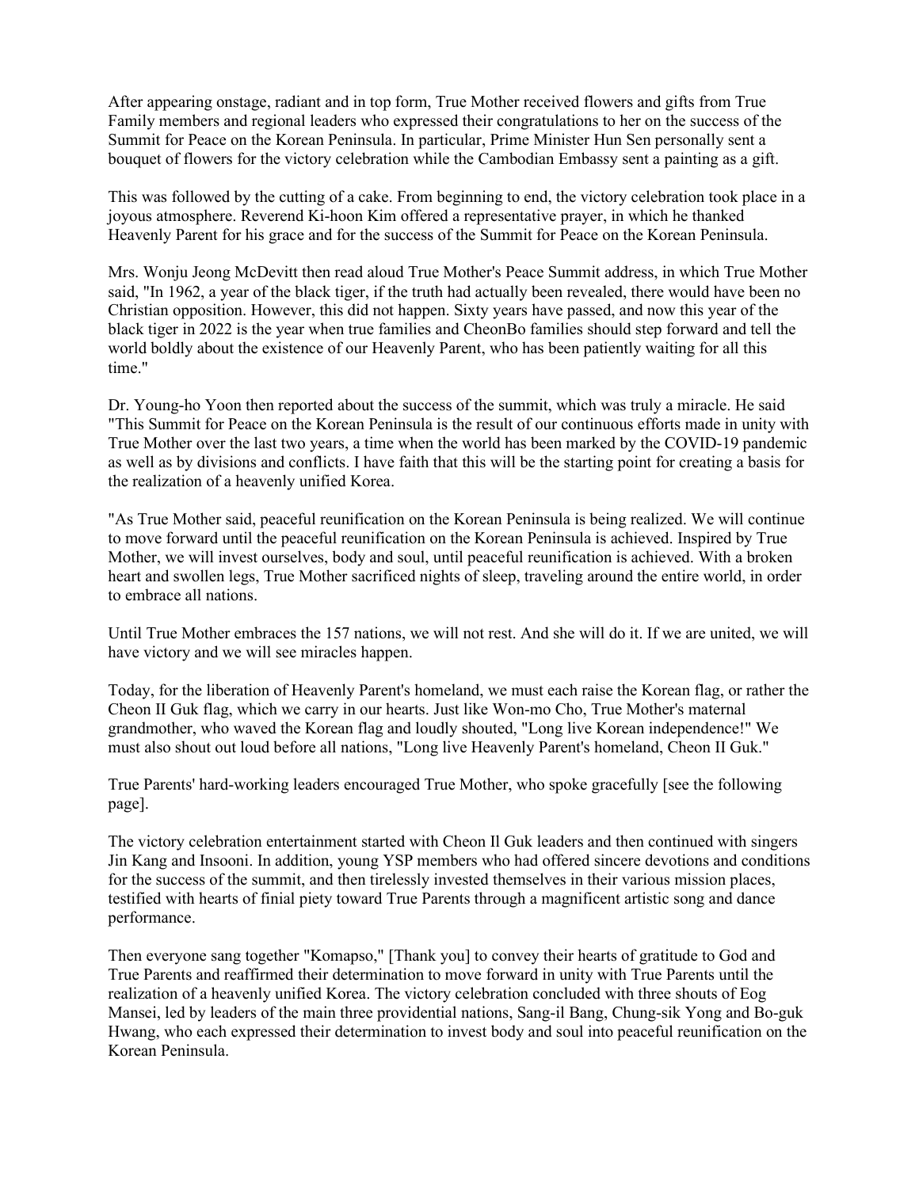After appearing onstage, radiant and in top form, True Mother received flowers and gifts from True Family members and regional leaders who expressed their congratulations to her on the success of the Summit for Peace on the Korean Peninsula. In particular, Prime Minister Hun Sen personally sent a bouquet of flowers for the victory celebration while the Cambodian Embassy sent a painting as a gift.

This was followed by the cutting of a cake. From beginning to end, the victory celebration took place in a joyous atmosphere. Reverend Ki-hoon Kim offered a representative prayer, in which he thanked Heavenly Parent for his grace and for the success of the Summit for Peace on the Korean Peninsula.

Mrs. Wonju Jeong McDevitt then read aloud True Mother's Peace Summit address, in which True Mother said, "In 1962, a year of the black tiger, if the truth had actually been revealed, there would have been no Christian opposition. However, this did not happen. Sixty years have passed, and now this year of the black tiger in 2022 is the year when true families and CheonBo families should step forward and tell the world boldly about the existence of our Heavenly Parent, who has been patiently waiting for all this time."

Dr. Young-ho Yoon then reported about the success of the summit, which was truly a miracle. He said "This Summit for Peace on the Korean Peninsula is the result of our continuous efforts made in unity with True Mother over the last two years, a time when the world has been marked by the COVID-19 pandemic as well as by divisions and conflicts. I have faith that this will be the starting point for creating a basis for the realization of a heavenly unified Korea.

"As True Mother said, peaceful reunification on the Korean Peninsula is being realized. We will continue to move forward until the peaceful reunification on the Korean Peninsula is achieved. Inspired by True Mother, we will invest ourselves, body and soul, until peaceful reunification is achieved. With a broken heart and swollen legs, True Mother sacrificed nights of sleep, traveling around the entire world, in order to embrace all nations.

Until True Mother embraces the 157 nations, we will not rest. And she will do it. If we are united, we will have victory and we will see miracles happen.

Today, for the liberation of Heavenly Parent's homeland, we must each raise the Korean flag, or rather the Cheon Il Guk flag, which we carry in our hearts. Just like Won-mo Cho, True Mother's maternal grandmother, who waved the Korean flag and loudly shouted, "Long live Korean independence!" We must also shout out loud before all nations, "Long live Heavenly Parent's homeland, Cheon Il Guk."

True Parents' hard-working leaders encouraged True Mother, who spoke gracefully [see the following page].

The victory celebration entertainment started with Cheon Il Guk leaders and then continued with singers Jin Kang and Insooni. In addition, young YSP members who had offered sincere devotions and conditions for the success of the summit, and then tirelessly invested themselves in their various mission places, testified with hearts of finial piety toward True Parents through a magnificent artistic song and dance performance.

Then everyone sang together "Komapso," [Thank you] to convey their hearts of gratitude to God and True Parents and reaffirmed their determination to move forward in unity with True Parents until the realization of a heavenly unified Korea. The victory celebration concluded with three shouts of Eog Mansei, led by leaders of the main three providential nations, Sang-il Bang, Chung-sik Yong and Bo-guk Hwang, who each expressed their determination to invest body and soul into peaceful reunification on the Korean Peninsula.